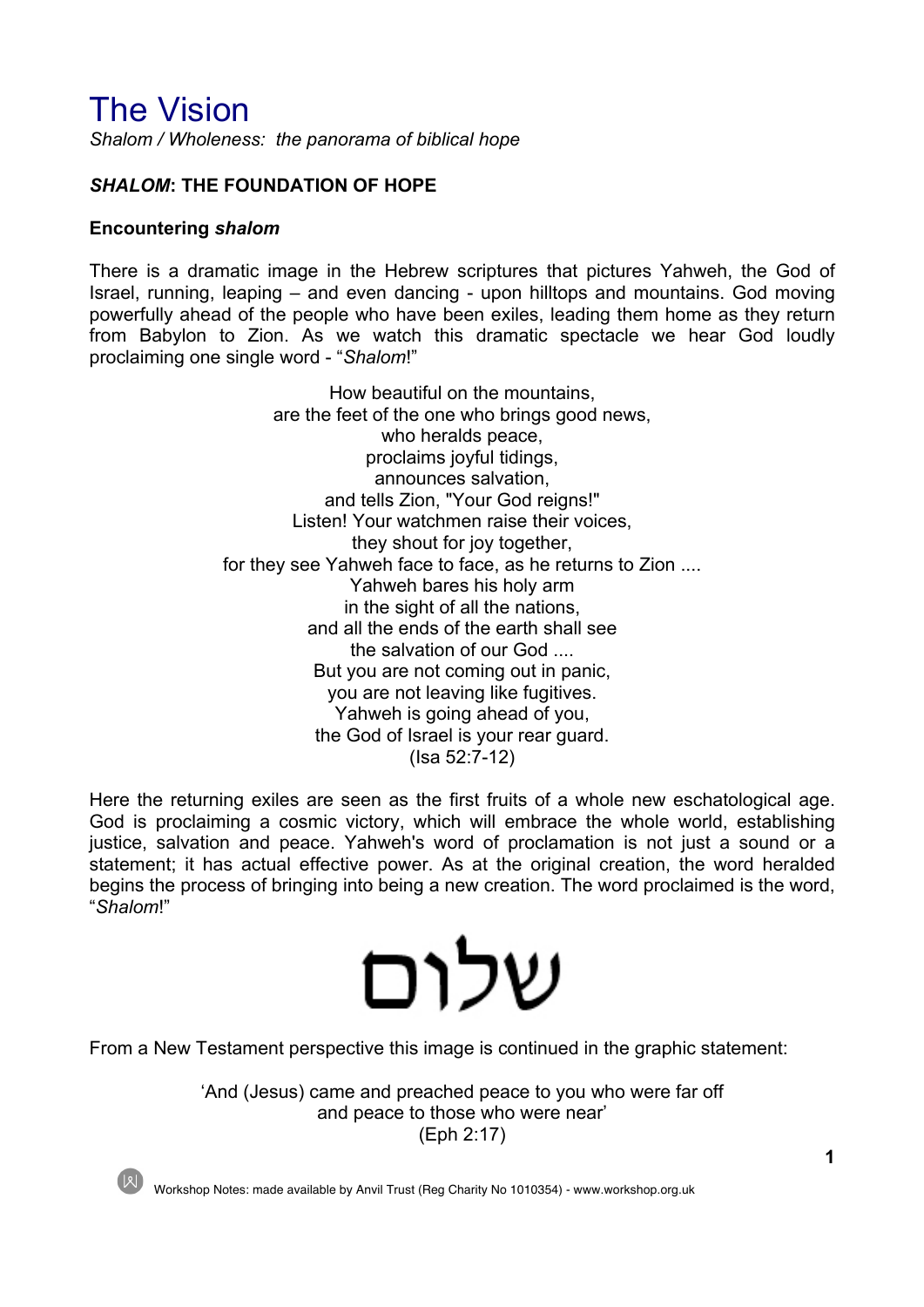# The Vision

*Shalom / Wholeness: the panorama of biblical hope*

## *SHALOM*: THE FOUNDATION OF HOPE

### Encountering *shalom*

There is a dramatic image in the Hebrew scriptures that pictures Yahweh, the God of Israel, running, leaping – and even dancing - upon hilltops and mountains. God moving powerfully ahead of the people who have been exiles, leading them home as they return from Babylon to Zion. As we watch this dramatic spectacle we hear God loudly proclaiming one single word - "*Shalom*!"

How beautiful on the mountains,
are the feet of the one who brings good news,
who heralds peace,
proclaims joyful tidings,
announces salvation,
and tells Zion, "Your God reigns!"
Listen! Your watchmen raise their voices,
they shout for joy together,
for they see Yahweh face to face, as he returns to Zion ....
Yahweh bares his holy arm
in the sight of all the nations,
and all the ends of the earth shall see
the salvation of our God ....
But you are not coming out in panic,
you are not leaving like fugitives.
Yahweh is going ahead of you,
the God of Israel is your rear guard.
(Isa 52:7-12)

Here the returning exiles are seen as the first fruits of a whole new eschatological age. God is proclaiming a cosmic victory, which will embrace the whole world, establishing justice, salvation and peace. Yahweh's word of proclamation is not just a sound or a statement; it has actual effective power. As at the original creation, the word heralded begins the process of bringing into being a new creation. The word proclaimed is the word, "*Shalom*!"

שלום

From a New Testament perspective this image is continued in the graphic statement:

'And (Jesus) came and preached peace to you who were far off
and peace to those who were near'
(Eph 2:17)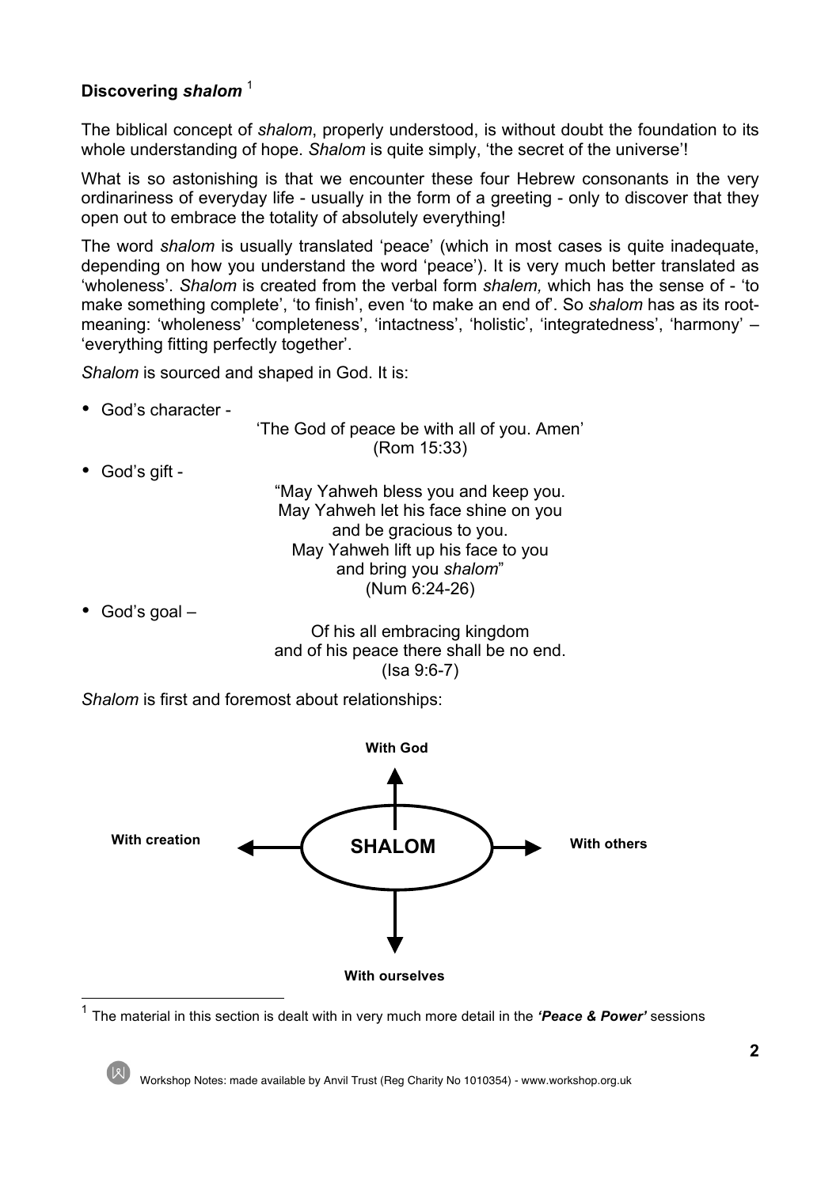### Discovering *shalom* [1]

The biblical concept of *shalom*, properly understood, is without doubt the foundation to its whole understanding of hope. *Shalom* is quite simply, 'the secret of the universe'!

What is so astonishing is that we encounter these four Hebrew consonants in the very ordinariness of everyday life - usually in the form of a greeting - only to discover that they open out to embrace the totality of absolutely everything!

The word *shalom* is usually translated 'peace' (which in most cases is quite inadequate, depending on how you understand the word 'peace'). It is very much better translated as 'wholeness'. *Shalom* is created from the verbal form *shalem,* which has the sense of - 'to make something complete', 'to finish', even 'to make an end of'. So *shalom* has as its root-meaning: 'wholeness' 'completeness', 'intactness', 'holistic', 'integratedness', 'harmony' – 'everything fitting perfectly together'.

*Shalom* is sourced and shaped in God. It is:

- God's character -

  'The God of peace be with all of you. Amen'
  (Rom 15:33)

- God's gift -

  "May Yahweh bless you and keep you.
  May Yahweh let his face shine on you
  and be gracious to you.
  May Yahweh lift up his face to you
  and bring you *shalom*"
  (Num 6:24-26)

- God's goal –

  Of his all embracing kingdom
  and of his peace there shall be no end.
  (Isa 9:6-7)

*Shalom* is first and foremost about relationships:

**SHALOM**

- **With God**
- **With others**
- **With ourselves**
- **With creation**

[1] The material in this section is dealt with in very much more detail in the ***'Peace & Power'*** sessions

Workshop Notes: made available by Anvil Trust (Reg Charity No 1010354) - www.workshop.org.uk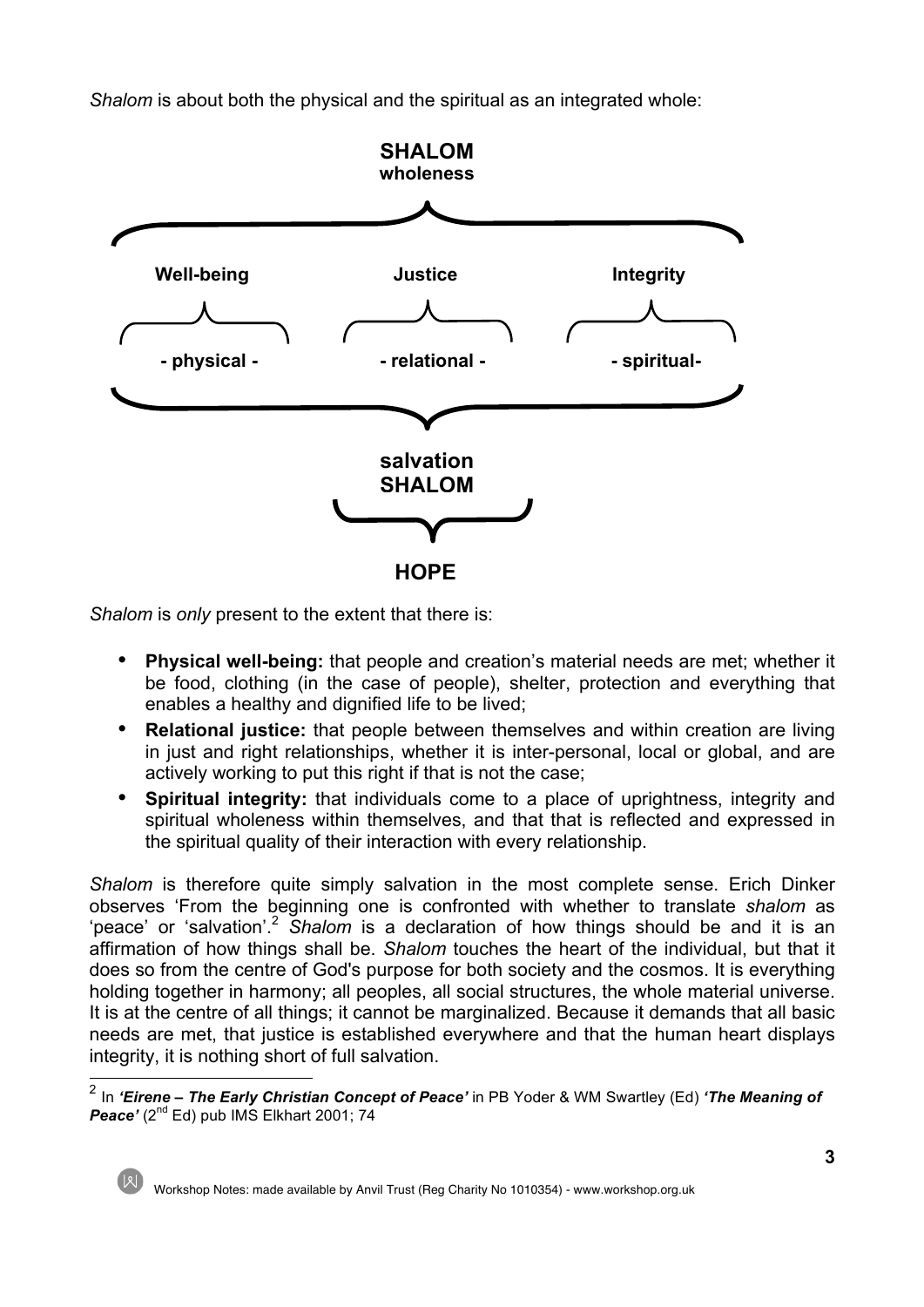*Shalom* is about both the physical and the spiritual as an integrated whole:

**SHALOM**
**wholeness**

| **Well-being** | **Justice** | **Integrity** |
|---|---|---|
| **- physical -** | **- relational -** | **- spiritual-** |

**salvation**
**SHALOM**

**HOPE**

*Shalom* is *only* present to the extent that there is:

- **Physical well-being:** that people and creation's material needs are met; whether it be food, clothing (in the case of people), shelter, protection and everything that enables a healthy and dignified life to be lived;
- **Relational justice:** that people between themselves and within creation are living in just and right relationships, whether it is inter-personal, local or global, and are actively working to put this right if that is not the case;
- **Spiritual integrity:** that individuals come to a place of uprightness, integrity and spiritual wholeness within themselves, and that that is reflected and expressed in the spiritual quality of their interaction with every relationship.

*Shalom* is therefore quite simply salvation in the most complete sense. Erich Dinker observes 'From the beginning one is confronted with whether to translate *shalom* as 'peace' or 'salvation'.[2] *Shalom* is a declaration of how things should be and it is an affirmation of how things shall be. *Shalom* touches the heart of the individual, but that it does so from the centre of God's purpose for both society and the cosmos. It is everything holding together in harmony; all peoples, all social structures, the whole material universe. It is at the centre of all things; it cannot be marginalized. Because it demands that all basic needs are met, that justice is established everywhere and that the human heart displays integrity, it is nothing short of full salvation.

---

[2] In ***'Eirene – The Early Christian Concept of Peace'*** in PB Yoder & WM Swartley (Ed) ***'The Meaning of Peace'*** (2nd Ed) pub IMS Elkhart 2001; 74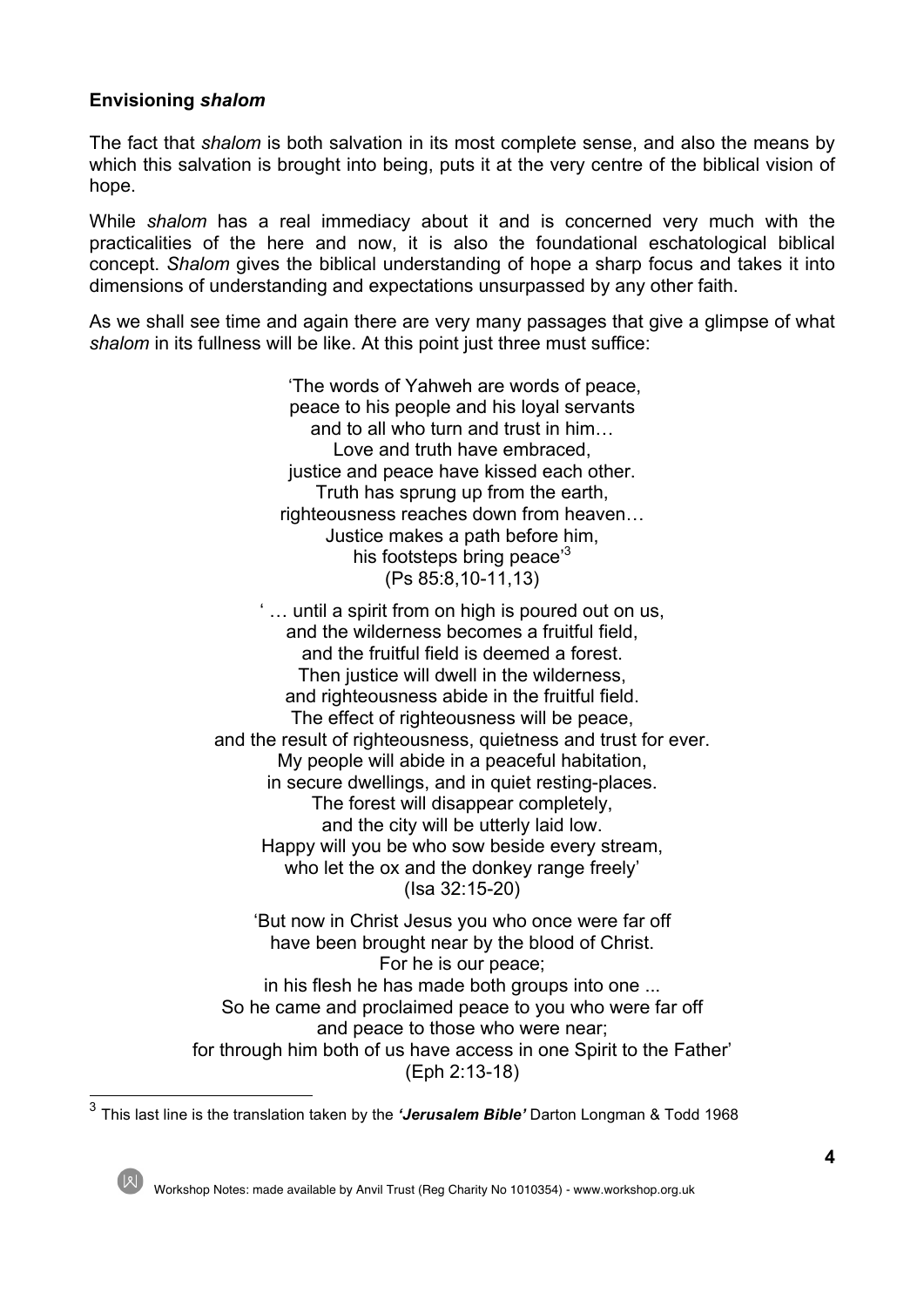### Envisioning *shalom*

The fact that *shalom* is both salvation in its most complete sense, and also the means by which this salvation is brought into being, puts it at the very centre of the biblical vision of hope.

While *shalom* has a real immediacy about it and is concerned very much with the practicalities of the here and now, it is also the foundational eschatological biblical concept. *Shalom* gives the biblical understanding of hope a sharp focus and takes it into dimensions of understanding and expectations unsurpassed by any other faith.

As we shall see time and again there are very many passages that give a glimpse of what *shalom* in its fullness will be like. At this point just three must suffice:

> 'The words of Yahweh are words of peace,
> peace to his people and his loyal servants
> and to all who turn and trust in him…
> Love and truth have embraced,
> justice and peace have kissed each other.
> Truth has sprung up from the earth,
> righteousness reaches down from heaven…
> Justice makes a path before him,
> his footsteps bring peace'[3]
> (Ps 85:8,10-11,13)

> ' … until a spirit from on high is poured out on us,
> and the wilderness becomes a fruitful field,
> and the fruitful field is deemed a forest.
> Then justice will dwell in the wilderness,
> and righteousness abide in the fruitful field.
> The effect of righteousness will be peace,
> and the result of righteousness, quietness and trust for ever.
> My people will abide in a peaceful habitation,
> in secure dwellings, and in quiet resting-places.
> The forest will disappear completely,
> and the city will be utterly laid low.
> Happy will you be who sow beside every stream,
> who let the ox and the donkey range freely'
> (Isa 32:15-20)

> 'But now in Christ Jesus you who once were far off
> have been brought near by the blood of Christ.
> For he is our peace;
> in his flesh he has made both groups into one ...
> So he came and proclaimed peace to you who were far off
> and peace to those who were near;
> for through him both of us have access in one Spirit to the Father'
> (Eph 2:13-18)

---

[3] This last line is the translation taken by the ***'Jerusalem Bible'*** Darton Longman & Todd 1968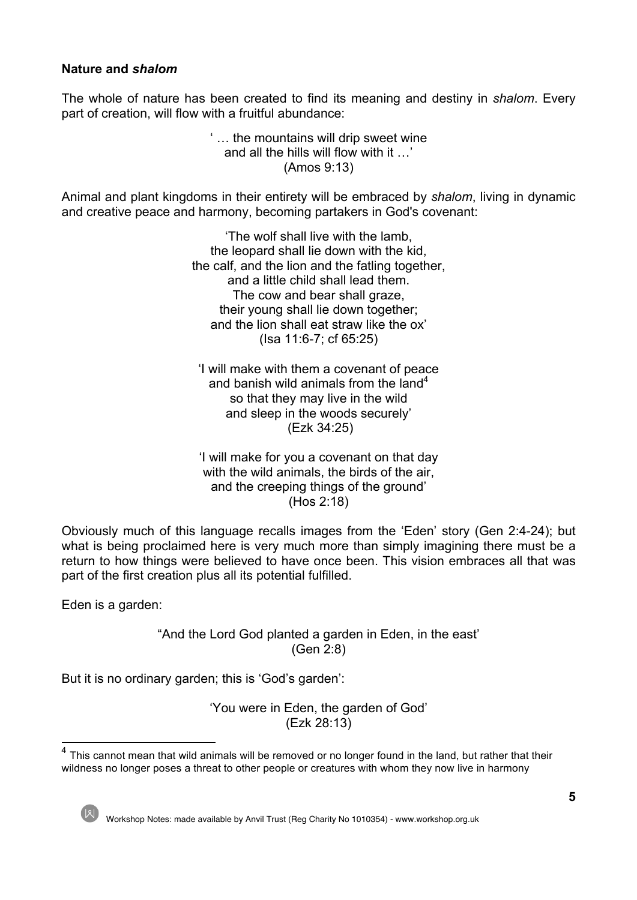**Nature and *shalom***

The whole of nature has been created to find its meaning and destiny in *shalom*. Every part of creation, will flow with a fruitful abundance:

> ' … the mountains will drip sweet wine
> and all the hills will flow with it …'
> (Amos 9:13)

Animal and plant kingdoms in their entirety will be embraced by *shalom*, living in dynamic and creative peace and harmony, becoming partakers in God's covenant:

> 'The wolf shall live with the lamb,
> the leopard shall lie down with the kid,
> the calf, and the lion and the fatling together,
> and a little child shall lead them.
> The cow and bear shall graze,
> their young shall lie down together;
> and the lion shall eat straw like the ox'
> (Isa 11:6-7; cf 65:25)

> 'I will make with them a covenant of peace
> and banish wild animals from the land[4]
> so that they may live in the wild
> and sleep in the woods securely'
> (Ezk 34:25)

> 'I will make for you a covenant on that day
> with the wild animals, the birds of the air,
> and the creeping things of the ground'
> (Hos 2:18)

Obviously much of this language recalls images from the 'Eden' story (Gen 2:4-24); but what is being proclaimed here is very much more than simply imagining there must be a return to how things were believed to have once been. This vision embraces all that was part of the first creation plus all its potential fulfilled.

Eden is a garden:

> "And the Lord God planted a garden in Eden, in the east'
> (Gen 2:8)

But it is no ordinary garden; this is 'God's garden':

> 'You were in Eden, the garden of God'
> (Ezk 28:13)

---

[4] This cannot mean that wild animals will be removed or no longer found in the land, but rather that their wildness no longer poses a threat to other people or creatures with whom they now live in harmony

Workshop Notes: made available by Anvil Trust (Reg Charity No 1010354) - www.workshop.org.uk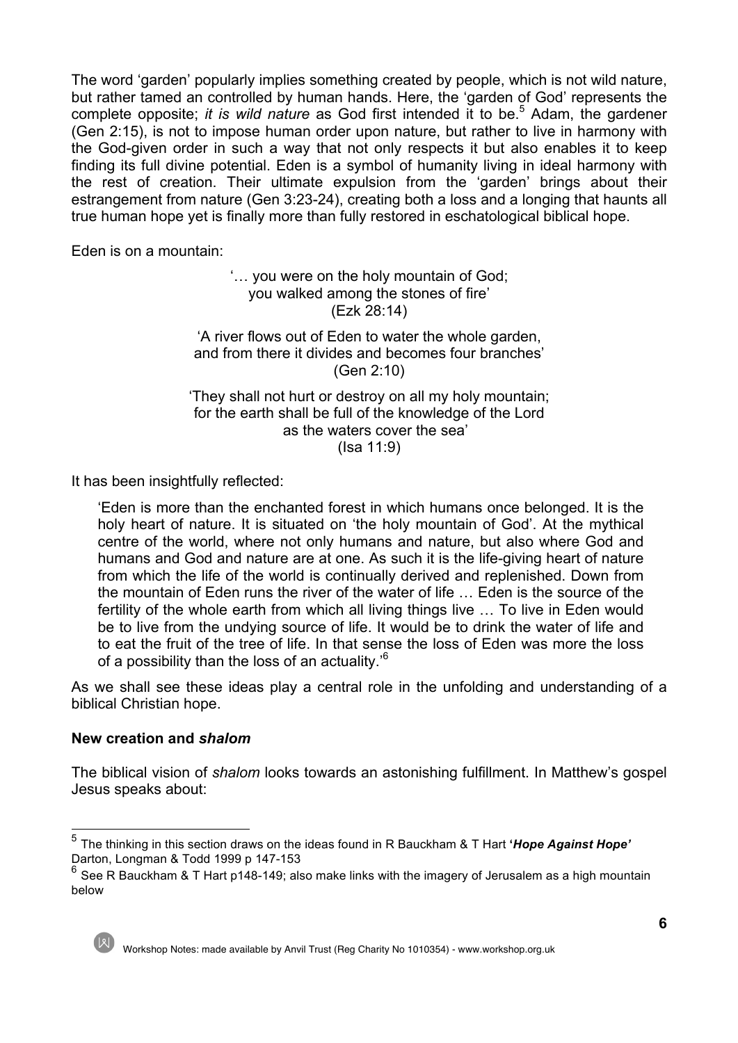The word 'garden' popularly implies something created by people, which is not wild nature, but rather tamed an controlled by human hands. Here, the 'garden of God' represents the complete opposite; *it is wild nature* as God first intended it to be.[5] Adam, the gardener (Gen 2:15), is not to impose human order upon nature, but rather to live in harmony with the God-given order in such a way that not only respects it but also enables it to keep finding its full divine potential. Eden is a symbol of humanity living in ideal harmony with the rest of creation. Their ultimate expulsion from the 'garden' brings about their estrangement from nature (Gen 3:23-24), creating both a loss and a longing that haunts all true human hope yet is finally more than fully restored in eschatological biblical hope.

Eden is on a mountain:

> '… you were on the holy mountain of God;
> you walked among the stones of fire'
> (Ezk 28:14)
>
> 'A river flows out of Eden to water the whole garden,
> and from there it divides and becomes four branches'
> (Gen 2:10)
>
> 'They shall not hurt or destroy on all my holy mountain;
> for the earth shall be full of the knowledge of the Lord
> as the waters cover the sea'
> (Isa 11:9)

It has been insightfully reflected:

> 'Eden is more than the enchanted forest in which humans once belonged. It is the holy heart of nature. It is situated on 'the holy mountain of God'. At the mythical centre of the world, where not only humans and nature, but also where God and humans and God and nature are at one. As such it is the life-giving heart of nature from which the life of the world is continually derived and replenished. Down from the mountain of Eden runs the river of the water of life … Eden is the source of the fertility of the whole earth from which all living things live … To live in Eden would be to live from the undying source of life. It would be to drink the water of life and to eat the fruit of the tree of life. In that sense the loss of Eden was more the loss of a possibility than the loss of an actuality.'[6]

As we shall see these ideas play a central role in the unfolding and understanding of a biblical Christian hope.

**New creation and *shalom***

The biblical vision of *shalom* looks towards an astonishing fulfillment. In Matthew's gospel Jesus speaks about:

---

[5] The thinking in this section draws on the ideas found in R Bauckham & T Hart ***'Hope Against Hope'*** Darton, Longman & Todd 1999 p 147-153

[6] See R Bauckham & T Hart p148-149; also make links with the imagery of Jerusalem as a high mountain below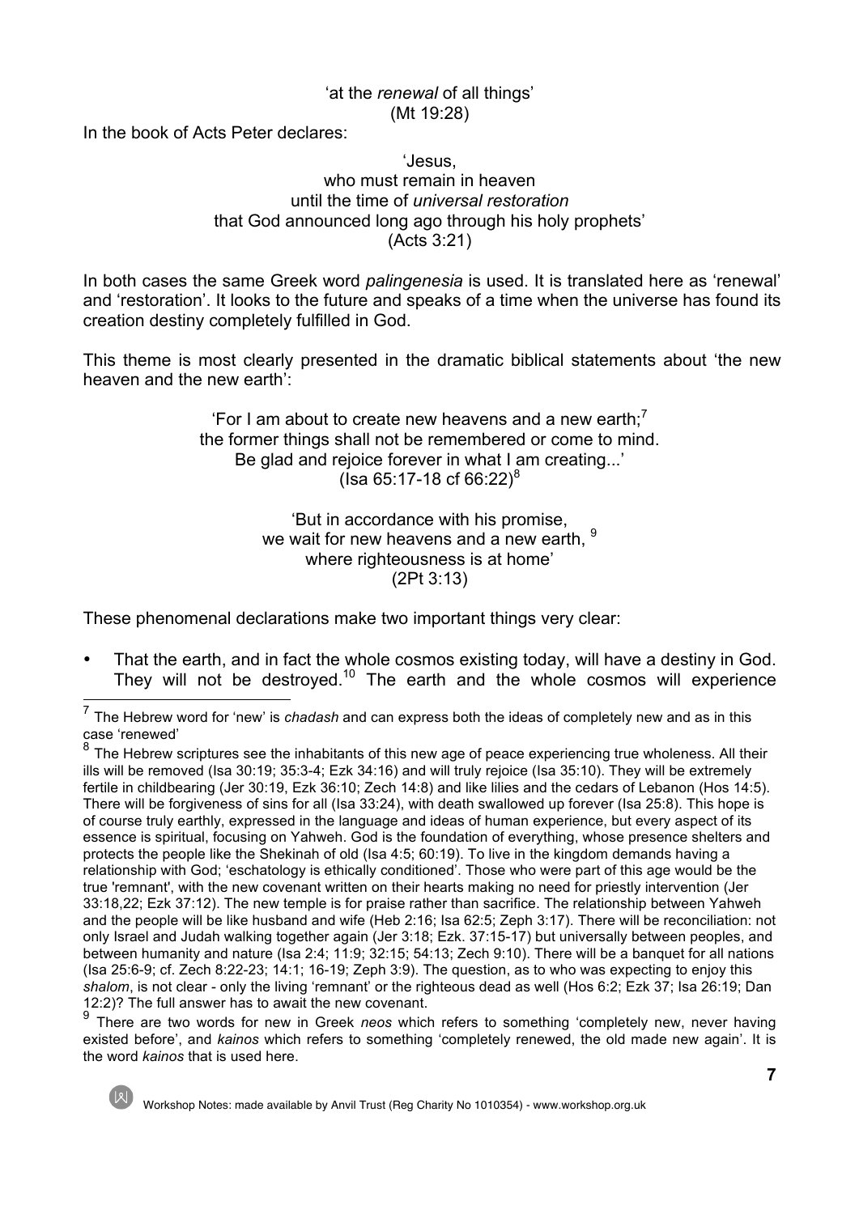'at the *renewal* of all things'
(Mt 19:28)

In the book of Acts Peter declares:

'Jesus,
who must remain in heaven
until the time of *universal restoration*
that God announced long ago through his holy prophets'
(Acts 3:21)

In both cases the same Greek word *palingenesia* is used. It is translated here as 'renewal' and 'restoration'. It looks to the future and speaks of a time when the universe has found its creation destiny completely fulfilled in God.

This theme is most clearly presented in the dramatic biblical statements about 'the new heaven and the new earth':

'For I am about to create new heavens and a new earth;[7]
the former things shall not be remembered or come to mind.
Be glad and rejoice forever in what I am creating...'
(Isa 65:17-18 cf 66:22)[8]

'But in accordance with his promise,
we wait for new heavens and a new earth, [9]
where righteousness is at home'
(2Pt 3:13)

These phenomenal declarations make two important things very clear:

- That the earth, and in fact the whole cosmos existing today, will have a destiny in God. They will not be destroyed.[10] The earth and the whole cosmos will experience

---

[7] The Hebrew word for 'new' is *chadash* and can express both the ideas of completely new and as in this case 'renewed'

[8] The Hebrew scriptures see the inhabitants of this new age of peace experiencing true wholeness. All their ills will be removed (Isa 30:19; 35:3-4; Ezk 34:16) and will truly rejoice (Isa 35:10). They will be extremely fertile in childbearing (Jer 30:19, Ezk 36:10; Zech 14:8) and like lilies and the cedars of Lebanon (Hos 14:5). There will be forgiveness of sins for all (Isa 33:24), with death swallowed up forever (Isa 25:8). This hope is of course truly earthly, expressed in the language and ideas of human experience, but every aspect of its essence is spiritual, focusing on Yahweh. God is the foundation of everything, whose presence shelters and protects the people like the Shekinah of old (Isa 4:5; 60:19). To live in the kingdom demands having a relationship with God; 'eschatology is ethically conditioned'. Those who were part of this age would be the true 'remnant', with the new covenant written on their hearts making no need for priestly intervention (Jer 33:18,22; Ezk 37:12). The new temple is for praise rather than sacrifice. The relationship between Yahweh and the people will be like husband and wife (Heb 2:16; Isa 62:5; Zeph 3:17). There will be reconciliation: not only Israel and Judah walking together again (Jer 3:18; Ezk. 37:15-17) but universally between peoples, and between humanity and nature (Isa 2:4; 11:9; 32:15; 54:13; Zech 9:10). There will be a banquet for all nations (Isa 25:6-9; cf. Zech 8:22-23; 14:1; 16-19; Zeph 3:9). The question, as to who was expecting to enjoy this *shalom*, is not clear - only the living 'remnant' or the righteous dead as well (Hos 6:2; Ezk 37; Isa 26:19; Dan 12:2)? The full answer has to await the new covenant.

[9] There are two words for new in Greek *neos* which refers to something 'completely new, never having existed before', and *kainos* which refers to something 'completely renewed, the old made new again'. It is the word *kainos* that is used here.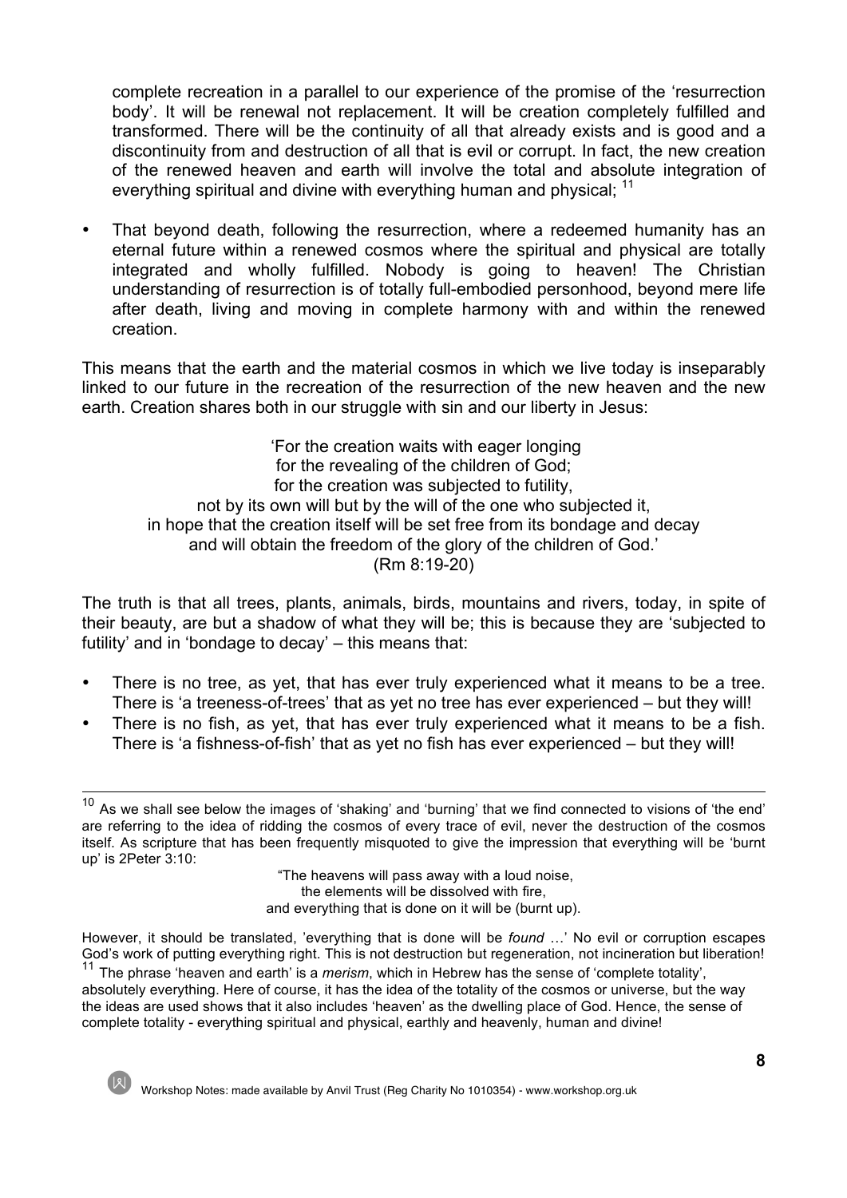complete recreation in a parallel to our experience of the promise of the 'resurrection body'. It will be renewal not replacement. It will be creation completely fulfilled and transformed. There will be the continuity of all that already exists and is good and a discontinuity from and destruction of all that is evil or corrupt. In fact, the new creation of the renewed heaven and earth will involve the total and absolute integration of everything spiritual and divine with everything human and physical; [11]

- That beyond death, following the resurrection, where a redeemed humanity has an eternal future within a renewed cosmos where the spiritual and physical are totally integrated and wholly fulfilled. Nobody is going to heaven! The Christian understanding of resurrection is of totally full-embodied personhood, beyond mere life after death, living and moving in complete harmony with and within the renewed creation.

This means that the earth and the material cosmos in which we live today is inseparably linked to our future in the recreation of the resurrection of the new heaven and the new earth. Creation shares both in our struggle with sin and our liberty in Jesus:

> 'For the creation waits with eager longing
> for the revealing of the children of God;
> for the creation was subjected to futility,
> not by its own will but by the will of the one who subjected it,
> in hope that the creation itself will be set free from its bondage and decay
> and will obtain the freedom of the glory of the children of God.'
> (Rm 8:19-20)

The truth is that all trees, plants, animals, birds, mountains and rivers, today, in spite of their beauty, are but a shadow of what they will be; this is because they are 'subjected to futility' and in 'bondage to decay' – this means that:

- There is no tree, as yet, that has ever truly experienced what it means to be a tree. There is 'a treeness-of-trees' that as yet no tree has ever experienced – but they will!
- There is no fish, as yet, that has ever truly experienced what it means to be a fish. There is 'a fishness-of-fish' that as yet no fish has ever experienced – but they will!

---

[10] As we shall see below the images of 'shaking' and 'burning' that we find connected to visions of 'the end' are referring to the idea of ridding the cosmos of every trace of evil, never the destruction of the cosmos itself. As scripture that has been frequently misquoted to give the impression that everything will be 'burnt up' is 2Peter 3:10:

> "The heavens will pass away with a loud noise,
> the elements will be dissolved with fire,
> and everything that is done on it will be (burnt up).

However, it should be translated, 'everything that is done will be *found* …' No evil or corruption escapes God's work of putting everything right. This is not destruction but regeneration, not incineration but liberation!

[11] The phrase 'heaven and earth' is a *merism*, which in Hebrew has the sense of 'complete totality', absolutely everything. Here of course, it has the idea of the totality of the cosmos or universe, but the way the ideas are used shows that it also includes 'heaven' as the dwelling place of God. Hence, the sense of complete totality - everything spiritual and physical, earthly and heavenly, human and divine!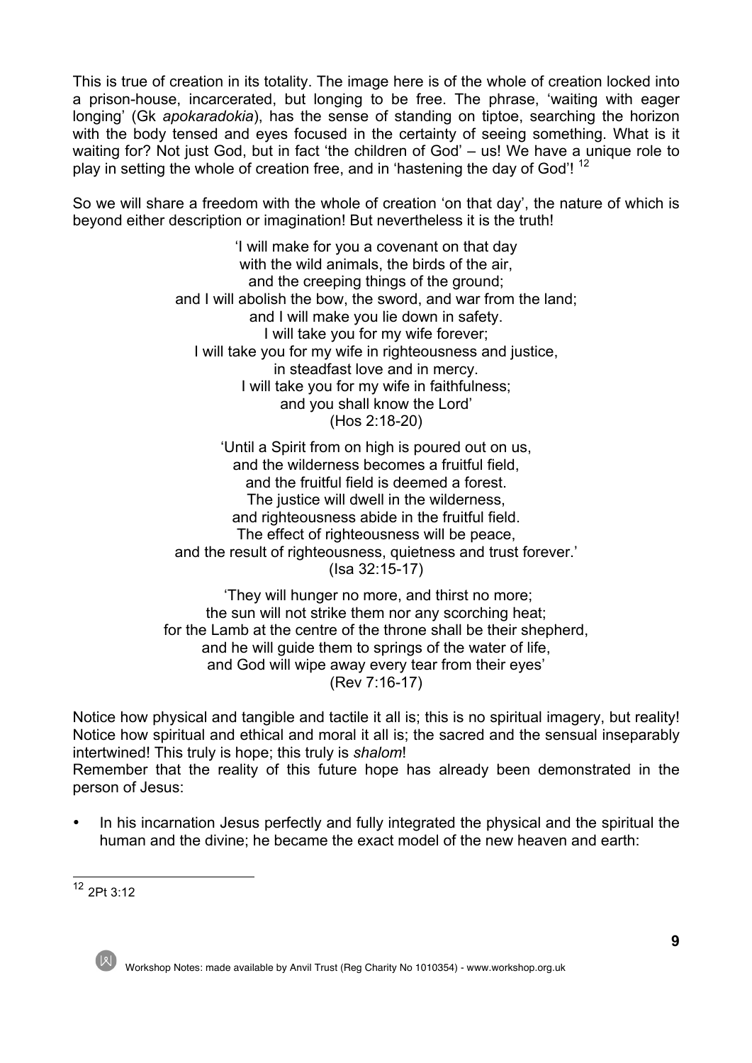This is true of creation in its totality. The image here is of the whole of creation locked into a prison-house, incarcerated, but longing to be free. The phrase, 'waiting with eager longing' (Gk *apokaradokia*), has the sense of standing on tiptoe, searching the horizon with the body tensed and eyes focused in the certainty of seeing something. What is it waiting for? Not just God, but in fact 'the children of God' – us! We have a unique role to play in setting the whole of creation free, and in 'hastening the day of God'! [12]

So we will share a freedom with the whole of creation 'on that day', the nature of which is beyond either description or imagination! But nevertheless it is the truth!

> 'I will make for you a covenant on that day
> with the wild animals, the birds of the air,
> and the creeping things of the ground;
> and I will abolish the bow, the sword, and war from the land;
> and I will make you lie down in safety.
> I will take you for my wife forever;
> I will take you for my wife in righteousness and justice,
> in steadfast love and in mercy.
> I will take you for my wife in faithfulness;
> and you shall know the Lord'
> (Hos 2:18-20)

> 'Until a Spirit from on high is poured out on us,
> and the wilderness becomes a fruitful field,
> and the fruitful field is deemed a forest.
> The justice will dwell in the wilderness,
> and righteousness abide in the fruitful field.
> The effect of righteousness will be peace,
> and the result of righteousness, quietness and trust forever.'
> (Isa 32:15-17)

> 'They will hunger no more, and thirst no more;
> the sun will not strike them nor any scorching heat;
> for the Lamb at the centre of the throne shall be their shepherd,
> and he will guide them to springs of the water of life,
> and God will wipe away every tear from their eyes'
> (Rev 7:16-17)

Notice how physical and tangible and tactile it all is; this is no spiritual imagery, but reality! Notice how spiritual and ethical and moral it all is; the sacred and the sensual inseparably intertwined! This truly is hope; this truly is *shalom*!
Remember that the reality of this future hope has already been demonstrated in the person of Jesus:

- In his incarnation Jesus perfectly and fully integrated the physical and the spiritual the human and the divine; he became the exact model of the new heaven and earth:

---

[12] 2Pt 3:12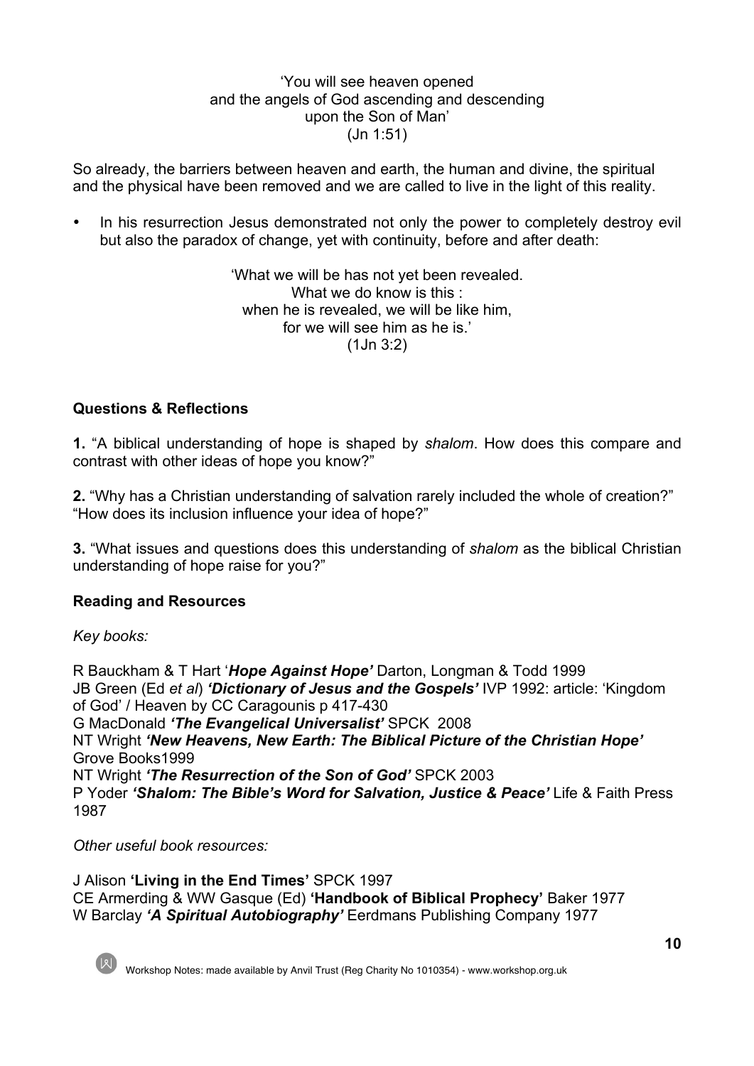'You will see heaven opened
and the angels of God ascending and descending
upon the Son of Man'
(Jn 1:51)

So already, the barriers between heaven and earth, the human and divine, the spiritual and the physical have been removed and we are called to live in the light of this reality.

- In his resurrection Jesus demonstrated not only the power to completely destroy evil but also the paradox of change, yet with continuity, before and after death:

'What we will be has not yet been revealed.
What we do know is this :
when he is revealed, we will be like him,
for we will see him as he is.'
(1Jn 3:2)

### Questions & Reflections

**1.** "A biblical understanding of hope is shaped by *shalom*. How does this compare and contrast with other ideas of hope you know?"

**2.** "Why has a Christian understanding of salvation rarely included the whole of creation?" "How does its inclusion influence your idea of hope?"

**3.** "What issues and questions does this understanding of *shalom* as the biblical Christian understanding of hope raise for you?"

### Reading and Resources

*Key books:*

R Bauckham & T Hart '***Hope Against Hope'*** Darton, Longman & Todd 1999
JB Green (Ed *et al*) ***'Dictionary of Jesus and the Gospels'*** IVP 1992: article: 'Kingdom of God' / Heaven by CC Caragounis p 417-430
G MacDonald ***'The Evangelical Universalist'*** SPCK 2008
NT Wright ***'New Heavens, New Earth: The Biblical Picture of the Christian Hope'*** Grove Books1999
NT Wright ***'The Resurrection of the Son of God'*** SPCK 2003
P Yoder ***'Shalom: The Bible's Word for Salvation, Justice & Peace'*** Life & Faith Press 1987

*Other useful book resources:*

J Alison **'Living in the End Times'** SPCK 1997
CE Armerding & WW Gasque (Ed) **'Handbook of Biblical Prophecy'** Baker 1977
W Barclay ***'A Spiritual Autobiography'*** Eerdmans Publishing Company 1977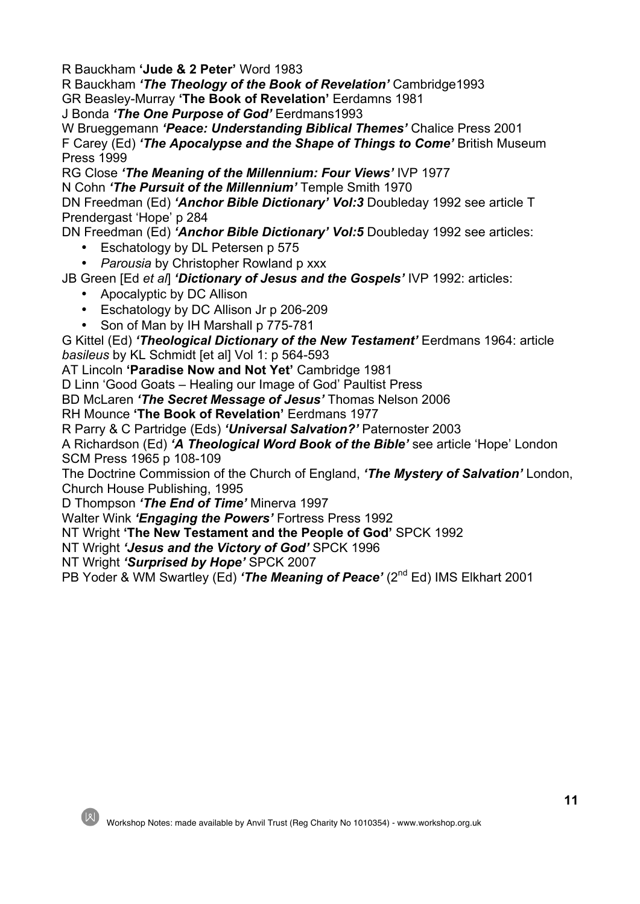R Bauckham **'Jude & 2 Peter'** Word 1983
R Bauckham ***'The Theology of the Book of Revelation'*** Cambridge1993
GR Beasley-Murray **'The Book of Revelation'** Eerdamns 1981
J Bonda ***'The One Purpose of God'*** Eerdmans1993
W Brueggemann ***'Peace: Understanding Biblical Themes'*** Chalice Press 2001
F Carey (Ed) ***'The Apocalypse and the Shape of Things to Come'*** British Museum Press 1999
RG Close ***'The Meaning of the Millennium: Four Views'*** IVP 1977
N Cohn ***'The Pursuit of the Millennium'*** Temple Smith 1970
DN Freedman (Ed) ***'Anchor Bible Dictionary' Vol:3*** Doubleday 1992 see article T Prendergast 'Hope' p 284
DN Freedman (Ed) ***'Anchor Bible Dictionary' Vol:5*** Doubleday 1992 see articles:

- Eschatology by DL Petersen p 575
- *Parousia* by Christopher Rowland p xxx

JB Green [Ed *et al*] ***'Dictionary of Jesus and the Gospels'*** IVP 1992: articles:

- Apocalyptic by DC Allison
- Eschatology by DC Allison Jr p 206-209
- Son of Man by IH Marshall p 775-781

G Kittel (Ed) ***'Theological Dictionary of the New Testament'*** Eerdmans 1964: article *basileus* by KL Schmidt [et al] Vol 1: p 564-593
AT Lincoln **'Paradise Now and Not Yet'** Cambridge 1981
D Linn 'Good Goats – Healing our Image of God' Paultist Press
BD McLaren ***'The Secret Message of Jesus'*** Thomas Nelson 2006
RH Mounce **'The Book of Revelation'** Eerdmans 1977
R Parry & C Partridge (Eds) ***'Universal Salvation?'*** Paternoster 2003
A Richardson (Ed) ***'A Theological Word Book of the Bible'*** see article 'Hope' London SCM Press 1965 p 108-109
The Doctrine Commission of the Church of England, ***'The Mystery of Salvation'*** London, Church House Publishing, 1995
D Thompson ***'The End of Time'*** Minerva 1997
Walter Wink ***'Engaging the Powers'*** Fortress Press 1992
NT Wright **'The New Testament and the People of God'** SPCK 1992
NT Wright ***'Jesus and the Victory of God'*** SPCK 1996
NT Wright ***'Surprised by Hope'*** SPCK 2007
PB Yoder & WM Swartley (Ed) ***'The Meaning of Peace'*** (2nd Ed) IMS Elkhart 2001

Workshop Notes: made available by Anvil Trust (Reg Charity No 1010354) - www.workshop.org.uk